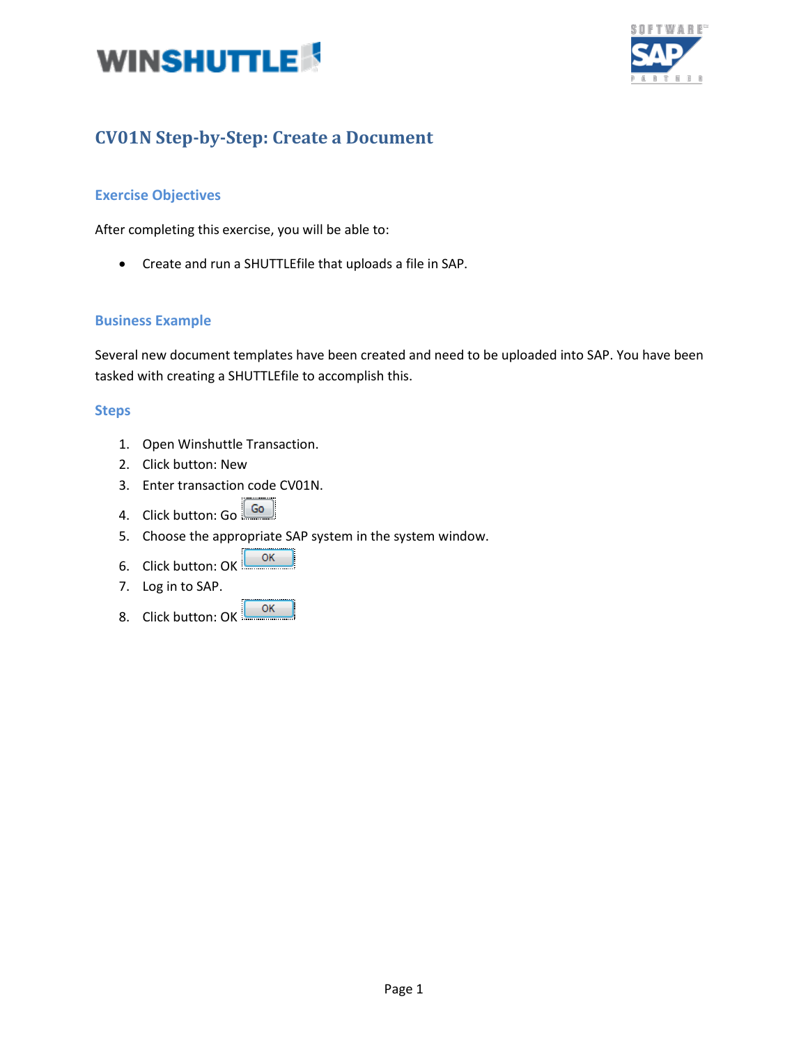# CV01N Step-by-Step: Create a Document

## Exercise Objectives

After completing this exercise, you will be able to:

- Create and run a SHUTTLEfile that uploads a file in SAP.

## Business Example

Several new document templates have been created and need to be uploaded into SAP. You have been tasked with creating a SHUTTLEfile to accomplish this.

## Steps

1. Open Winshuttle Transaction.
2. Click button: New
3. Enter transaction code CV01N.
4. Click button: Go
5. Choose the appropriate SAP system in the system window.
6. Click button: OK
7. Log in to SAP.
8. Click button: OK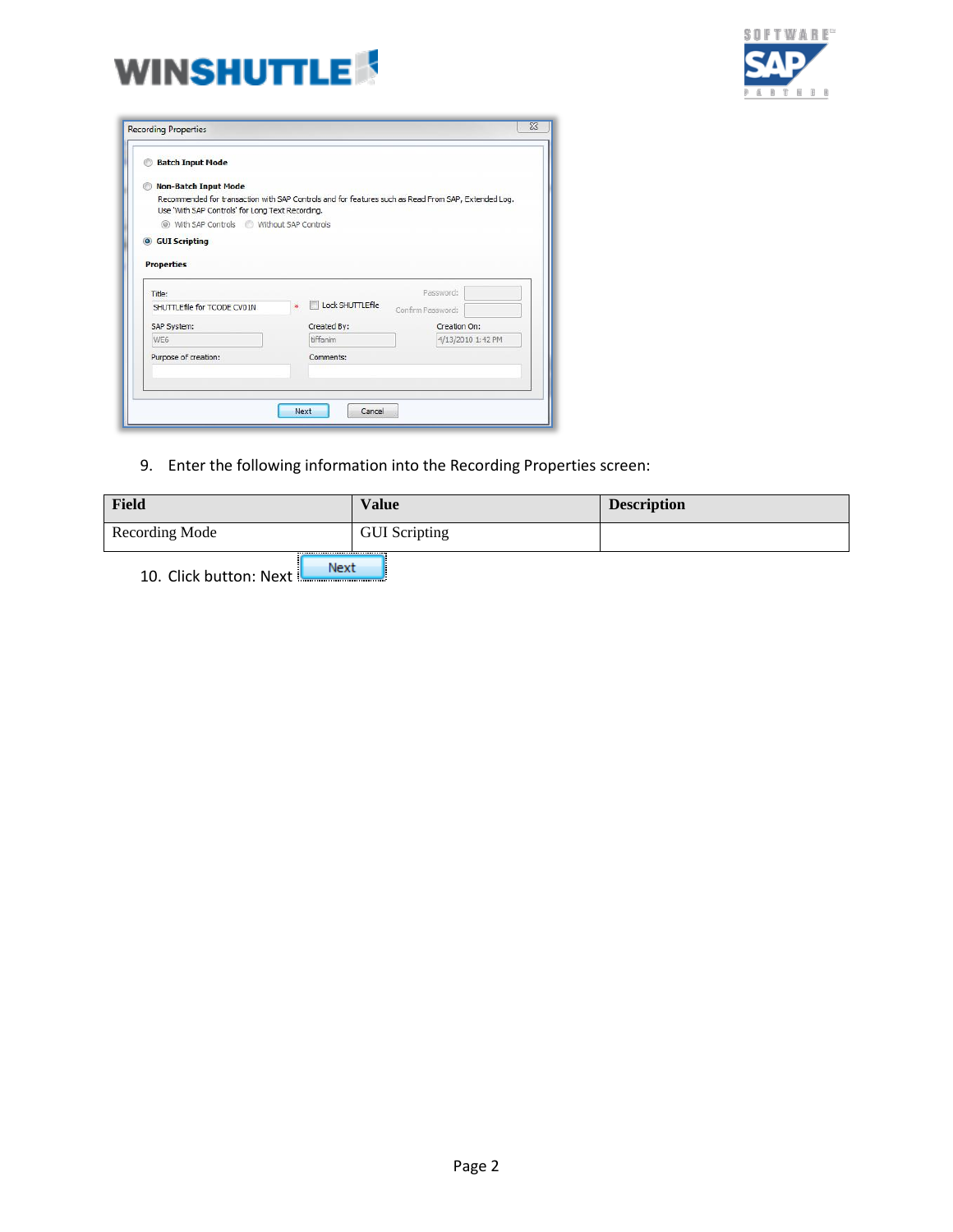9. Enter the following information into the Recording Properties screen:

| Field | Value | Description |
| --- | --- | --- |
| Recording Mode | GUI Scripting | |

10. Click button: Next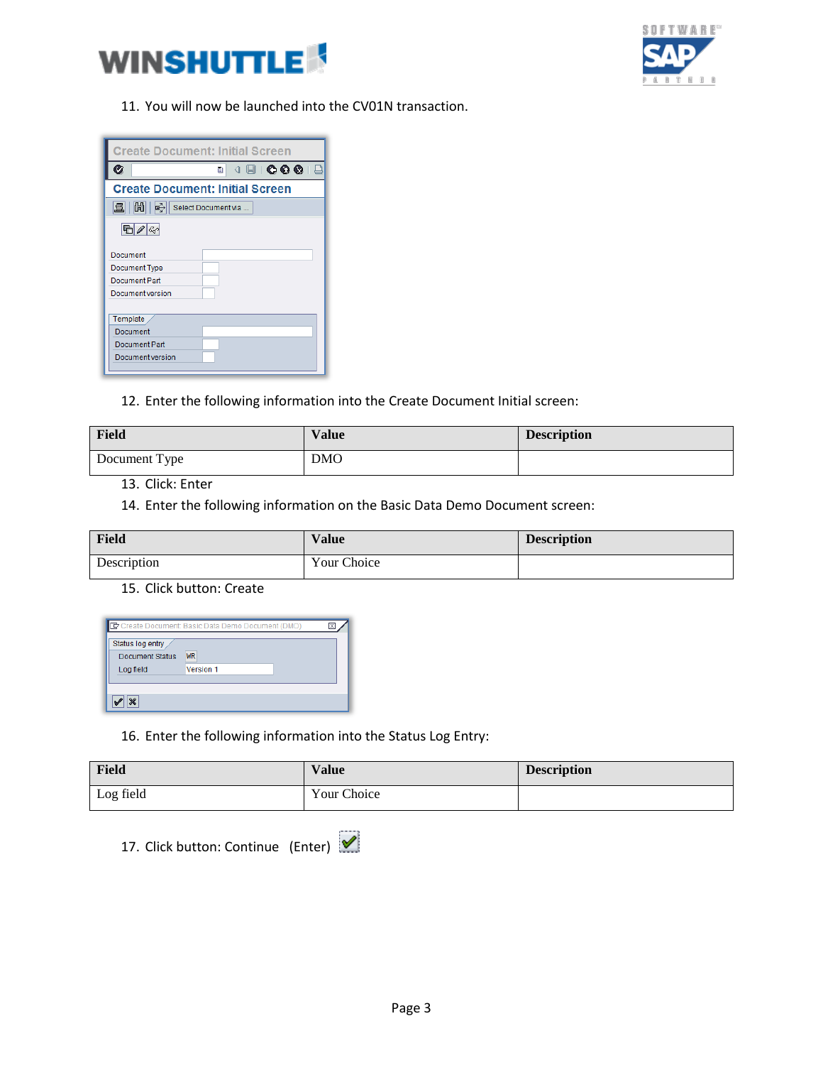11. You will now be launched into the CV01N transaction.

12. Enter the following information into the Create Document Initial screen:

| Field | Value | Description |
|---|---|---|
| Document Type | DMO | |

13. Click: Enter
14. Enter the following information on the Basic Data Demo Document screen:

| Field | Value | Description |
|---|---|---|
| Description | Your Choice | |

15. Click button: Create

16. Enter the following information into the Status Log Entry:

| Field | Value | Description |
|---|---|---|
| Log field | Your Choice | |

17. Click button: Continue (Enter)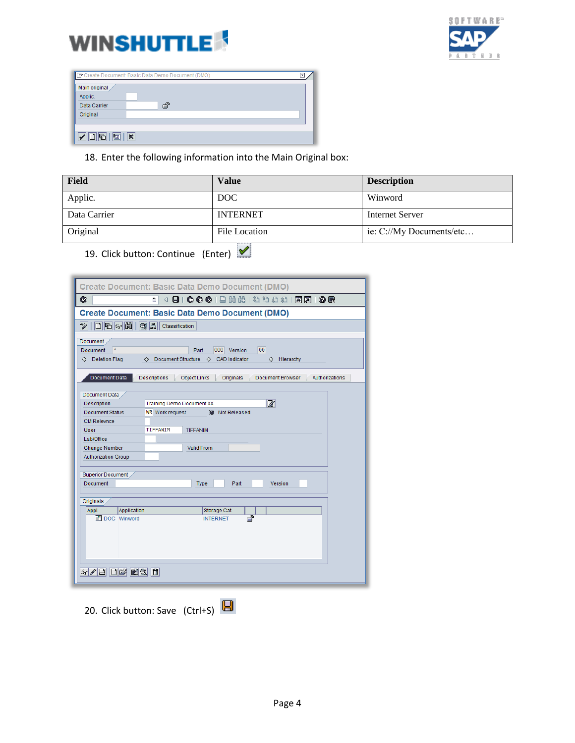18. Enter the following information into the Main Original box:

| Field | Value | Description |
|---|---|---|
| Applic. | DOC | Winword |
| Data Carrier | INTERNET | Internet Server |
| Original | File Location | ie: C://My Documents/etc… |

19. Click button: Continue (Enter)

20. Click button: Save (Ctrl+S)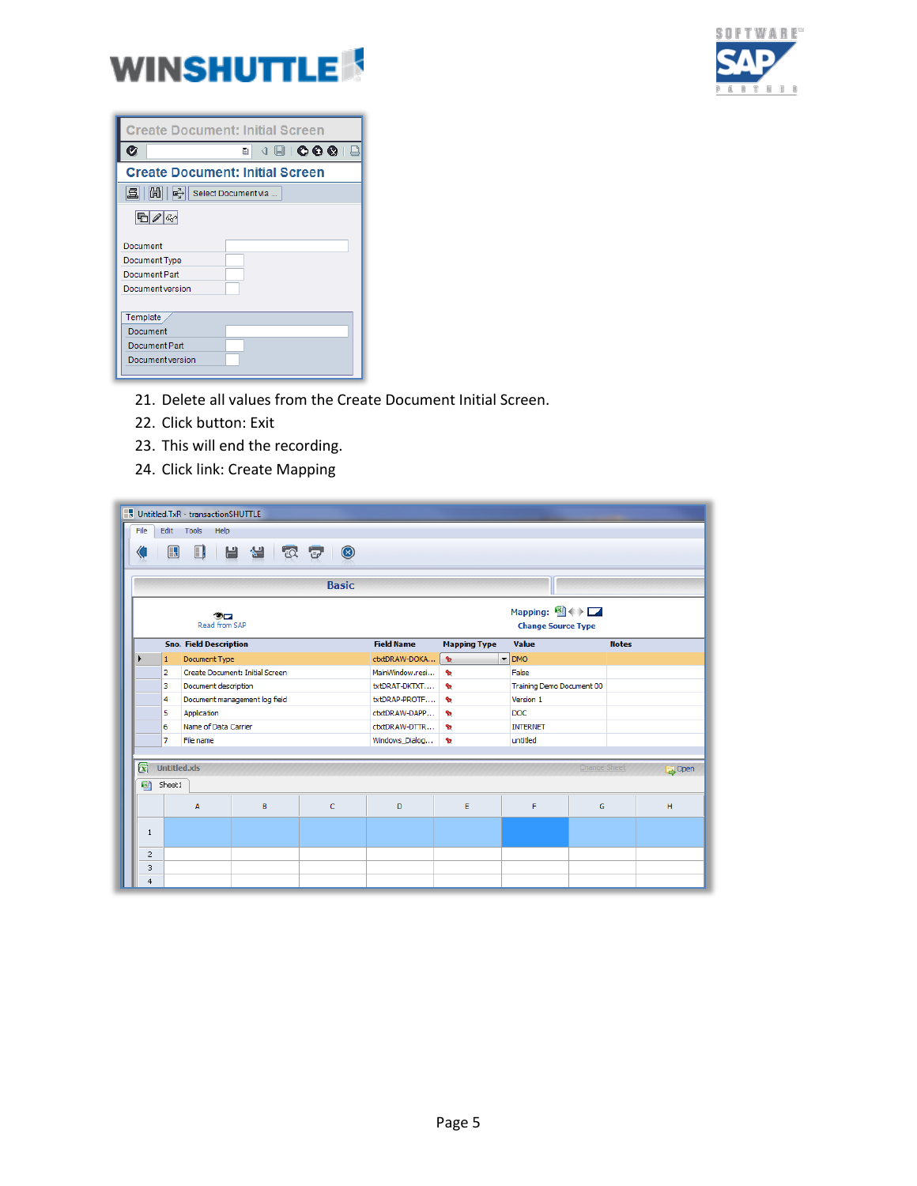21. Delete all values from the Create Document Initial Screen.
22. Click button: Exit
23. This will end the recording.
24. Click link: Create Mapping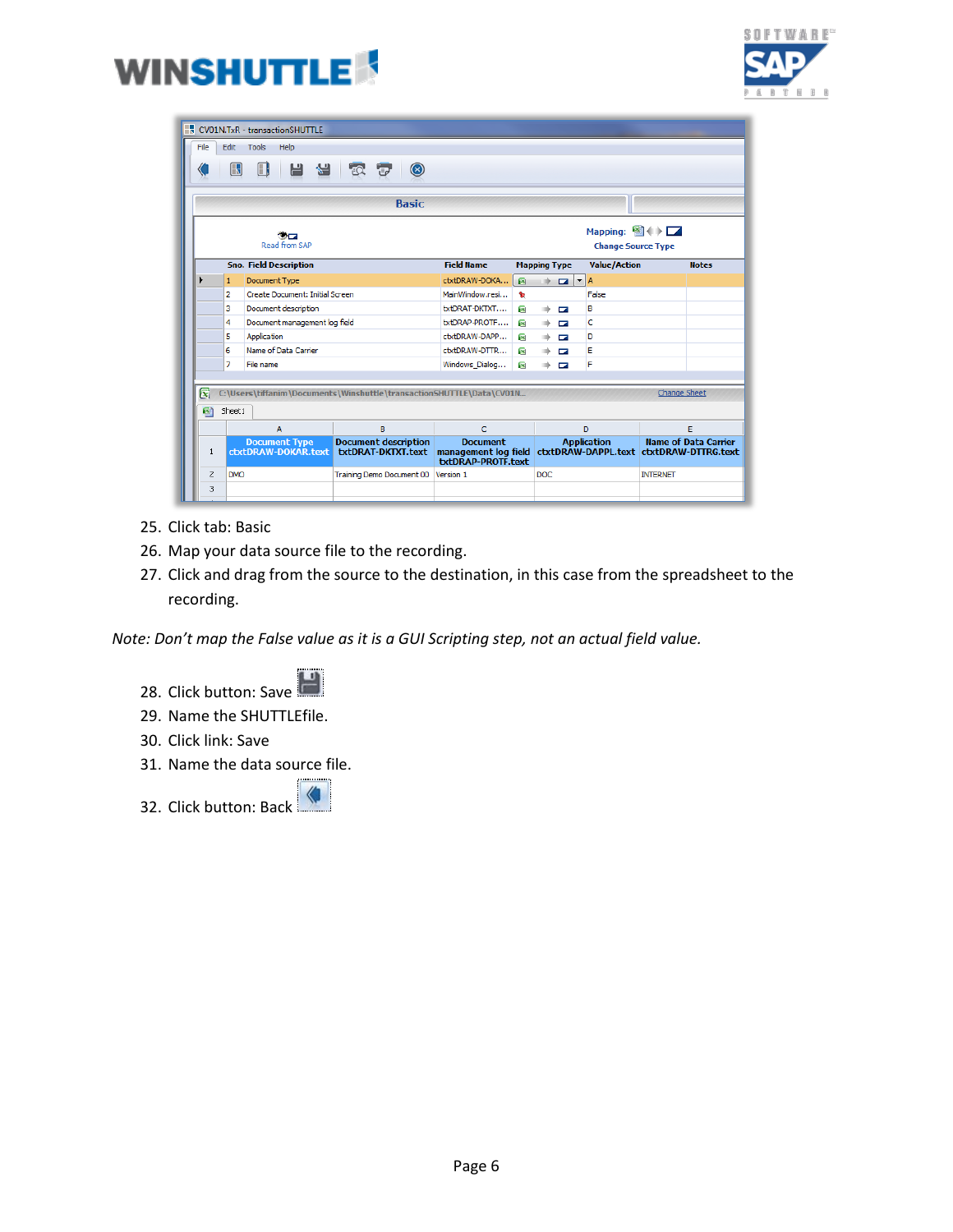25. Click tab: Basic
26. Map your data source file to the recording.
27. Click and drag from the source to the destination, in this case from the spreadsheet to the recording.

*Note: Don't map the False value as it is a GUI Scripting step, not an actual field value.*

28. Click button: Save
29. Name the SHUTTLEfile.
30. Click link: Save
31. Name the data source file.
32. Click button: Back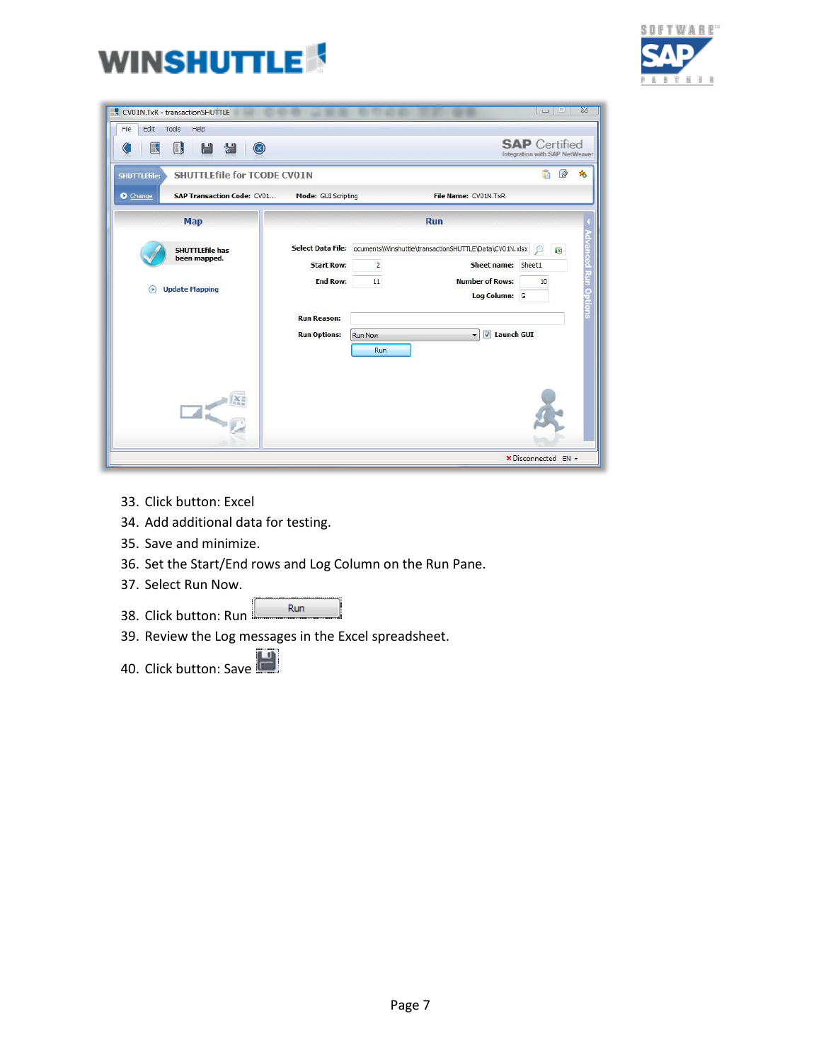33. Click button: Excel
34. Add additional data for testing.
35. Save and minimize.
36. Set the Start/End rows and Log Column on the Run Pane.
37. Select Run Now.
38. Click button: Run
39. Review the Log messages in the Excel spreadsheet.
40. Click button: Save